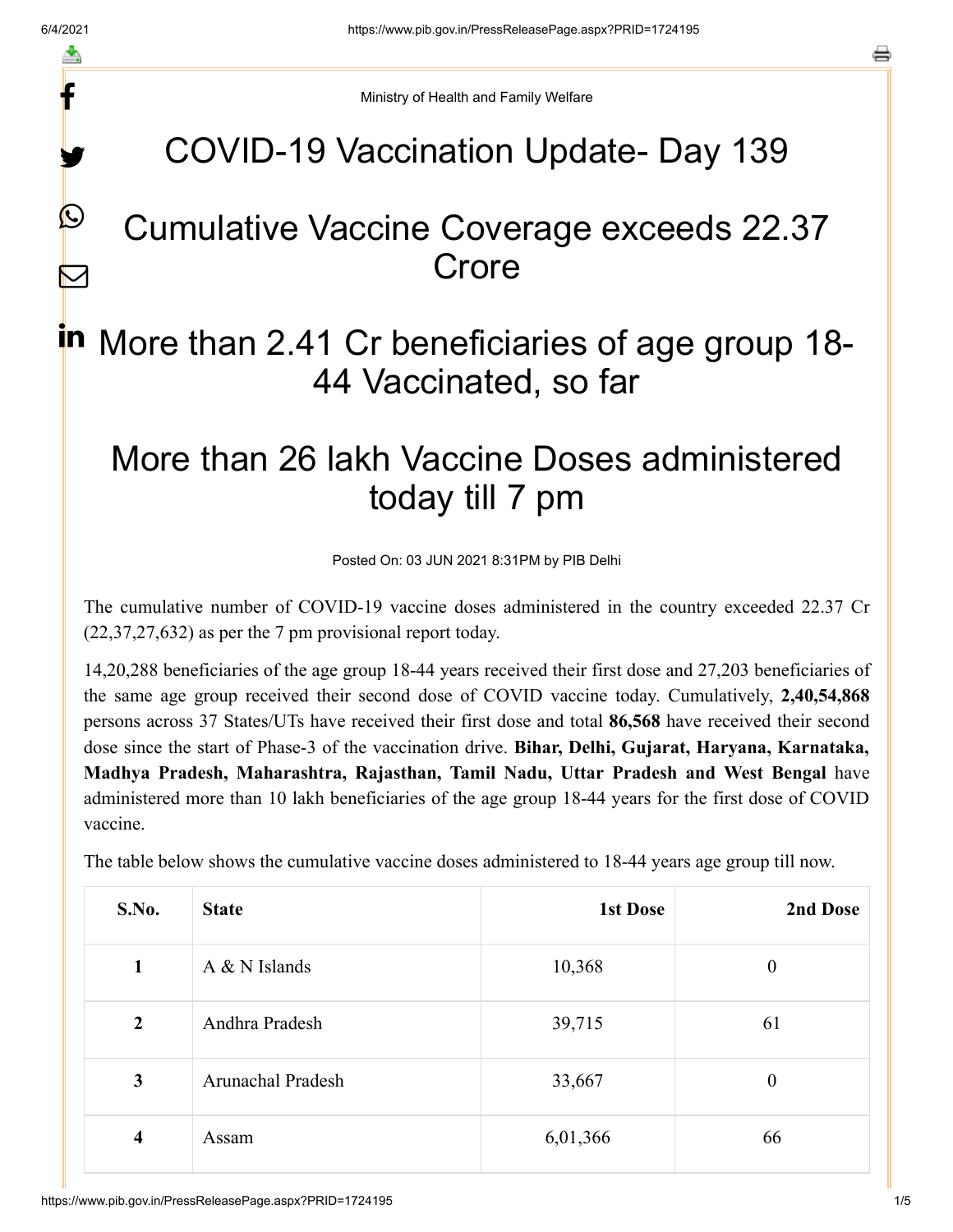Ministry of Health and Family Welfare

# COVID-19 Vaccination Update- Day 139

# Cumulative Vaccine Coverage exceeds 22.37 Crore

# More than 2.41 Cr beneficiaries of age group 18-44 Vaccinated, so far

# More than 26 lakh Vaccine Doses administered today till 7 pm

Posted On: 03 JUN 2021 8:31PM by PIB Delhi

The cumulative number of COVID-19 vaccine doses administered in the country exceeded 22.37 Cr (22,37,27,632) as per the 7 pm provisional report today.

14,20,288 beneficiaries of the age group 18-44 years received their first dose and 27,203 beneficiaries of the same age group received their second dose of COVID vaccine today. Cumulatively, **2,40,54,868** persons across 37 States/UTs have received their first dose and total **86,568** have received their second dose since the start of Phase-3 of the vaccination drive. **Bihar, Delhi, Gujarat, Haryana, Karnataka, Madhya Pradesh, Maharashtra, Rajasthan, Tamil Nadu, Uttar Pradesh and West Bengal** have administered more than 10 lakh beneficiaries of the age group 18-44 years for the first dose of COVID vaccine.

The table below shows the cumulative vaccine doses administered to 18-44 years age group till now.

| S.No. | State | 1st Dose | 2nd Dose |
|---|---|---|---|
| 1 | A & N Islands | 10,368 | 0 |
| 2 | Andhra Pradesh | 39,715 | 61 |
| 3 | Arunachal Pradesh | 33,667 | 0 |
| 4 | Assam | 6,01,366 | 66 |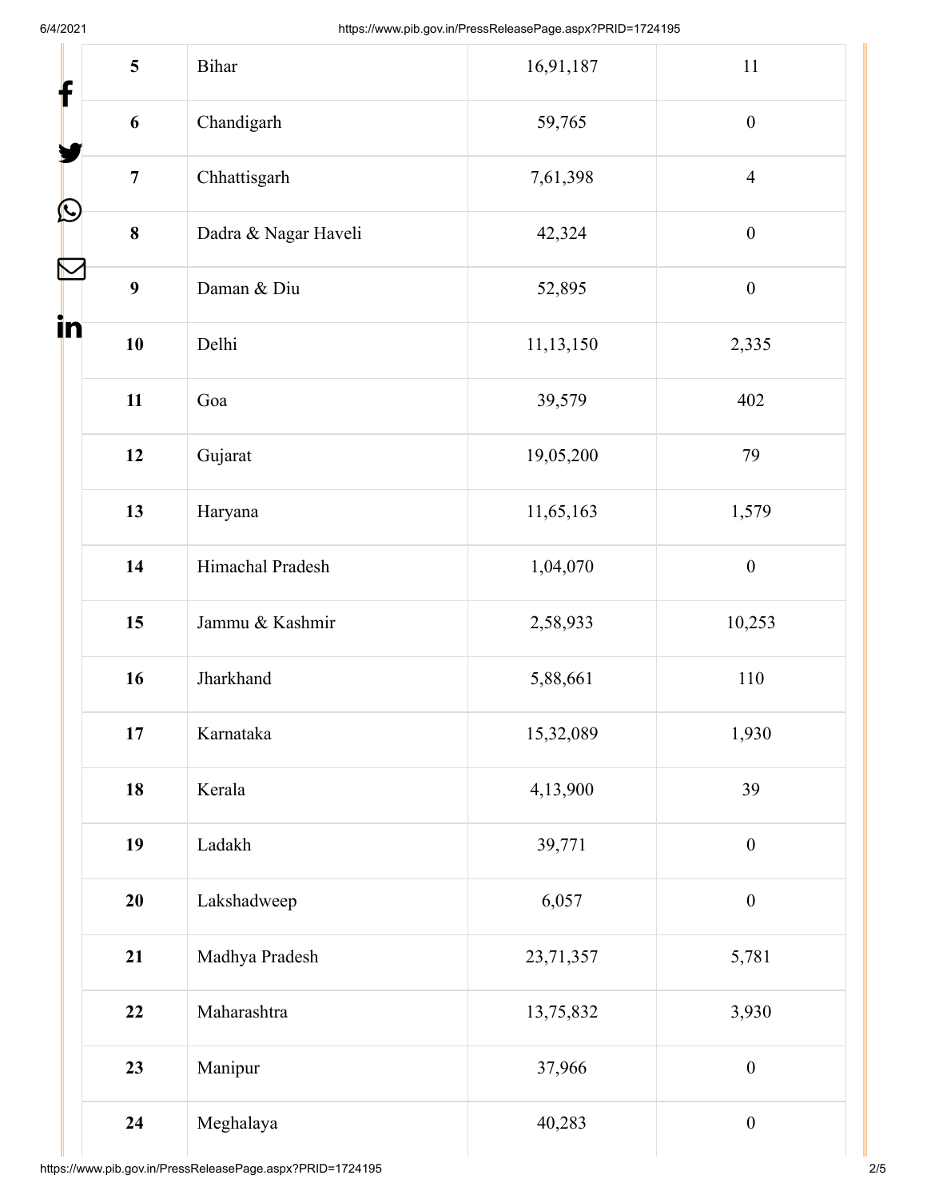| 5 | Bihar | 16,91,187 | 11 |
|---|---|---|---|
| 6 | Chandigarh | 59,765 | 0 |
| 7 | Chhattisgarh | 7,61,398 | 4 |
| 8 | Dadra & Nagar Haveli | 42,324 | 0 |
| 9 | Daman & Diu | 52,895 | 0 |
| 10 | Delhi | 11,13,150 | 2,335 |
| 11 | Goa | 39,579 | 402 |
| 12 | Gujarat | 19,05,200 | 79 |
| 13 | Haryana | 11,65,163 | 1,579 |
| 14 | Himachal Pradesh | 1,04,070 | 0 |
| 15 | Jammu & Kashmir | 2,58,933 | 10,253 |
| 16 | Jharkhand | 5,88,661 | 110 |
| 17 | Karnataka | 15,32,089 | 1,930 |
| 18 | Kerala | 4,13,900 | 39 |
| 19 | Ladakh | 39,771 | 0 |
| 20 | Lakshadweep | 6,057 | 0 |
| 21 | Madhya Pradesh | 23,71,357 | 5,781 |
| 22 | Maharashtra | 13,75,832 | 3,930 |
| 23 | Manipur | 37,966 | 0 |
| 24 | Meghalaya | 40,283 | 0 |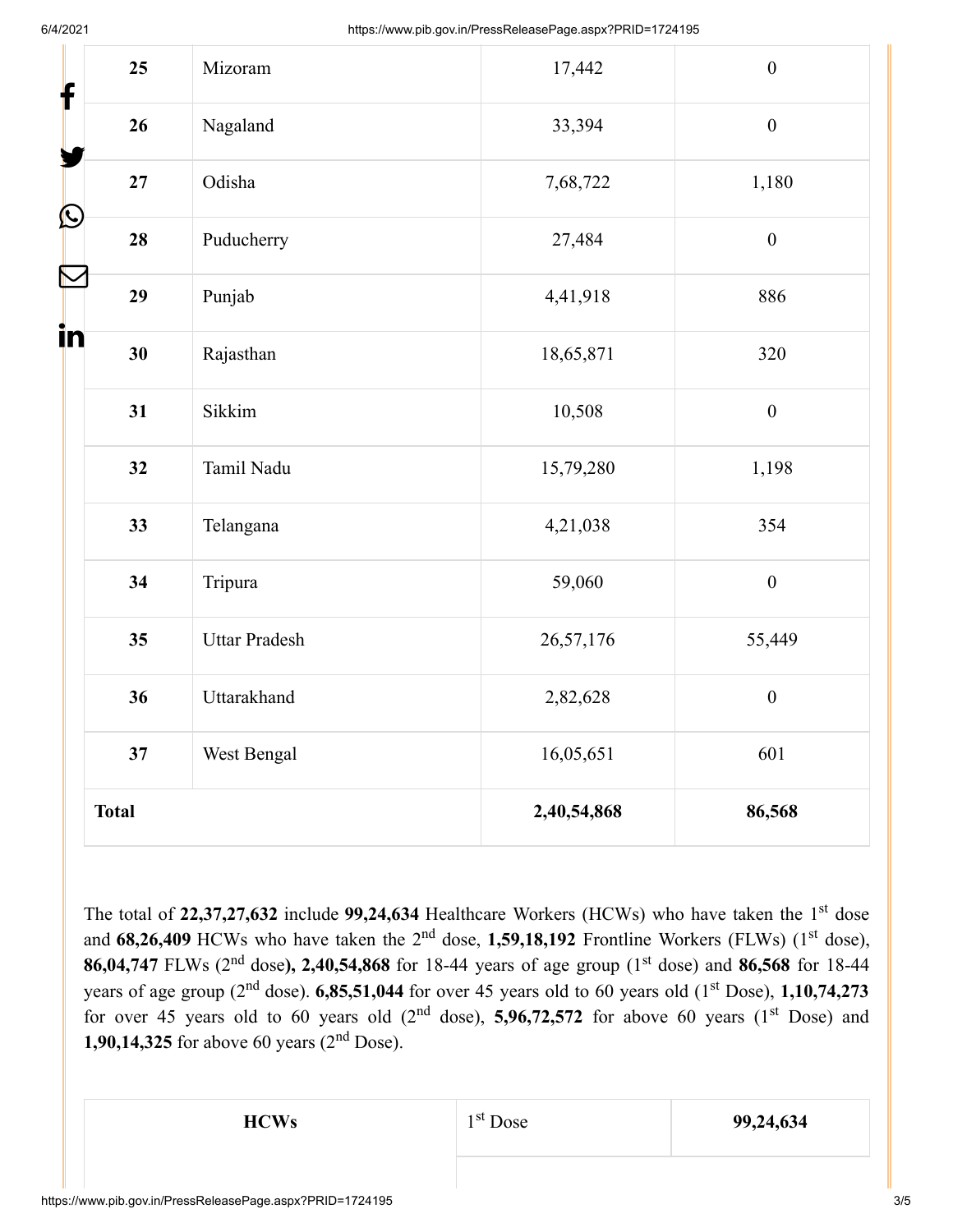| 25 | Mizoram | 17,442 | 0 |
|---|---|---|---|
| 26 | Nagaland | 33,394 | 0 |
| 27 | Odisha | 7,68,722 | 1,180 |
| 28 | Puducherry | 27,484 | 0 |
| 29 | Punjab | 4,41,918 | 886 |
| 30 | Rajasthan | 18,65,871 | 320 |
| 31 | Sikkim | 10,508 | 0 |
| 32 | Tamil Nadu | 15,79,280 | 1,198 |
| 33 | Telangana | 4,21,038 | 354 |
| 34 | Tripura | 59,060 | 0 |
| 35 | Uttar Pradesh | 26,57,176 | 55,449 |
| 36 | Uttarakhand | 2,82,628 | 0 |
| 37 | West Bengal | 16,05,651 | 601 |
| **Total** | | **2,40,54,868** | **86,568** |

The total of **22,37,27,632** include **99,24,634** Healthcare Workers (HCWs) who have taken the 1st dose and **68,26,409** HCWs who have taken the 2nd dose, **1,59,18,192** Frontline Workers (FLWs) (1st dose), **86,04,747** FLWs (2nd dose**), 2,40,54,868** for 18-44 years of age group (1st dose) and **86,568** for 18-44 years of age group (2nd dose). **6,85,51,044** for over 45 years old to 60 years old (1st Dose), **1,10,74,273** for over 45 years old to 60 years old (2nd dose), **5,96,72,572** for above 60 years (1st Dose) and **1,90,14,325** for above 60 years (2nd Dose).

| **HCWs** | 1st Dose | **99,24,634** |
|---|---|---|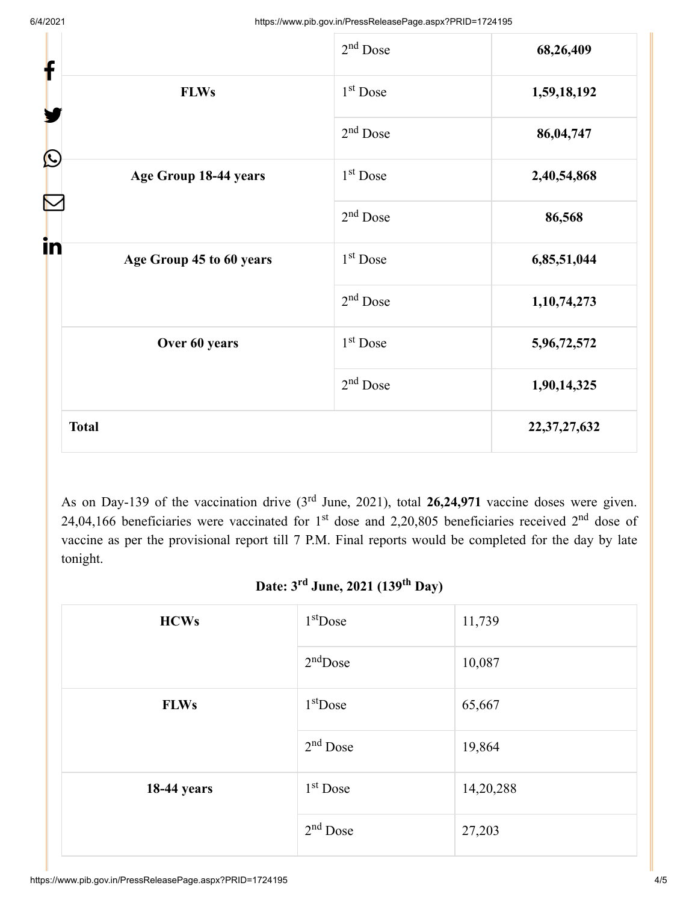|  | 2nd Dose | **68,26,409** |
|---|---|---|
| **FLWs** | 1st Dose | **1,59,18,192** |
|  | 2nd Dose | **86,04,747** |
| **Age Group 18-44 years** | 1st Dose | **2,40,54,868** |
|  | 2nd Dose | **86,568** |
| **Age Group 45 to 60 years** | 1st Dose | **6,85,51,044** |
|  | 2nd Dose | **1,10,74,273** |
| **Over 60 years** | 1st Dose | **5,96,72,572** |
|  | 2nd Dose | **1,90,14,325** |
| **Total** |  | **22,37,27,632** |

As on Day-139 of the vaccination drive (3rd June, 2021), total **26,24,971** vaccine doses were given. 24,04,166 beneficiaries were vaccinated for 1st dose and 2,20,805 beneficiaries received 2nd dose of vaccine as per the provisional report till 7 P.M. Final reports would be completed for the day by late tonight.

**Date: 3rd June, 2021 (139th Day)**

| **HCWs** | 1stDose | 11,739 |
|---|---|---|
|  | 2ndDose | 10,087 |
| **FLWs** | 1stDose | 65,667 |
|  | 2nd Dose | 19,864 |
| **18-44 years** | 1st Dose | 14,20,288 |
|  | 2nd Dose | 27,203 |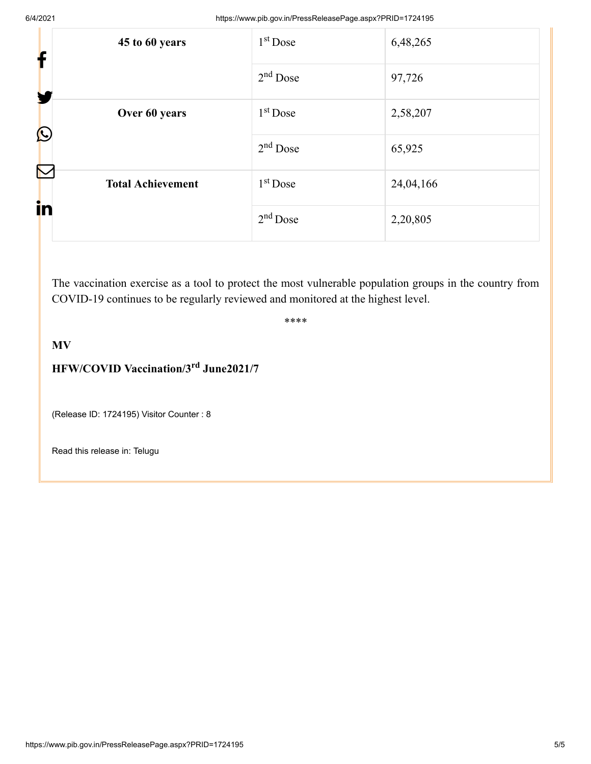| | | |
|---|---|---|
| **45 to 60 years** | 1st Dose | 6,48,265 |
| | 2nd Dose | 97,726 |
| **Over 60 years** | 1st Dose | 2,58,207 |
| | 2nd Dose | 65,925 |
| **Total Achievement** | 1st Dose | 24,04,166 |
| | 2nd Dose | 2,20,805 |

The vaccination exercise as a tool to protect the most vulnerable population groups in the country from COVID-19 continues to be regularly reviewed and monitored at the highest level.

****

**MV**

**HFW/COVID Vaccination/3rd June2021/7**

(Release ID: 1724195) Visitor Counter : 8

Read this release in: Telugu